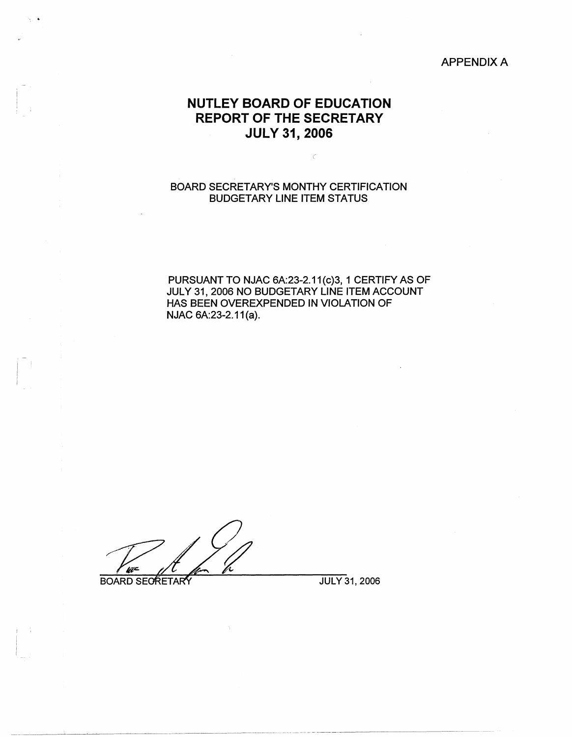APPENDIX A

# NUTLEY BOARD OF EDUCATION
# REPORT OF THE SECRETARY
# JULY 31, 2006

BOARD SECRETARY'S MONTHY CERTIFICATION
BUDGETARY LINE ITEM STATUS

PURSUANT TO NJAC 6A:23-2.11(c)3, 1 CERTIFY AS OF JULY 31, 2006 NO BUDGETARY LINE ITEM ACCOUNT HAS BEEN OVEREXPENDED IN VIOLATION OF NJAC 6A:23-2.11(a).

BOARD SECRETARY JULY 31, 2006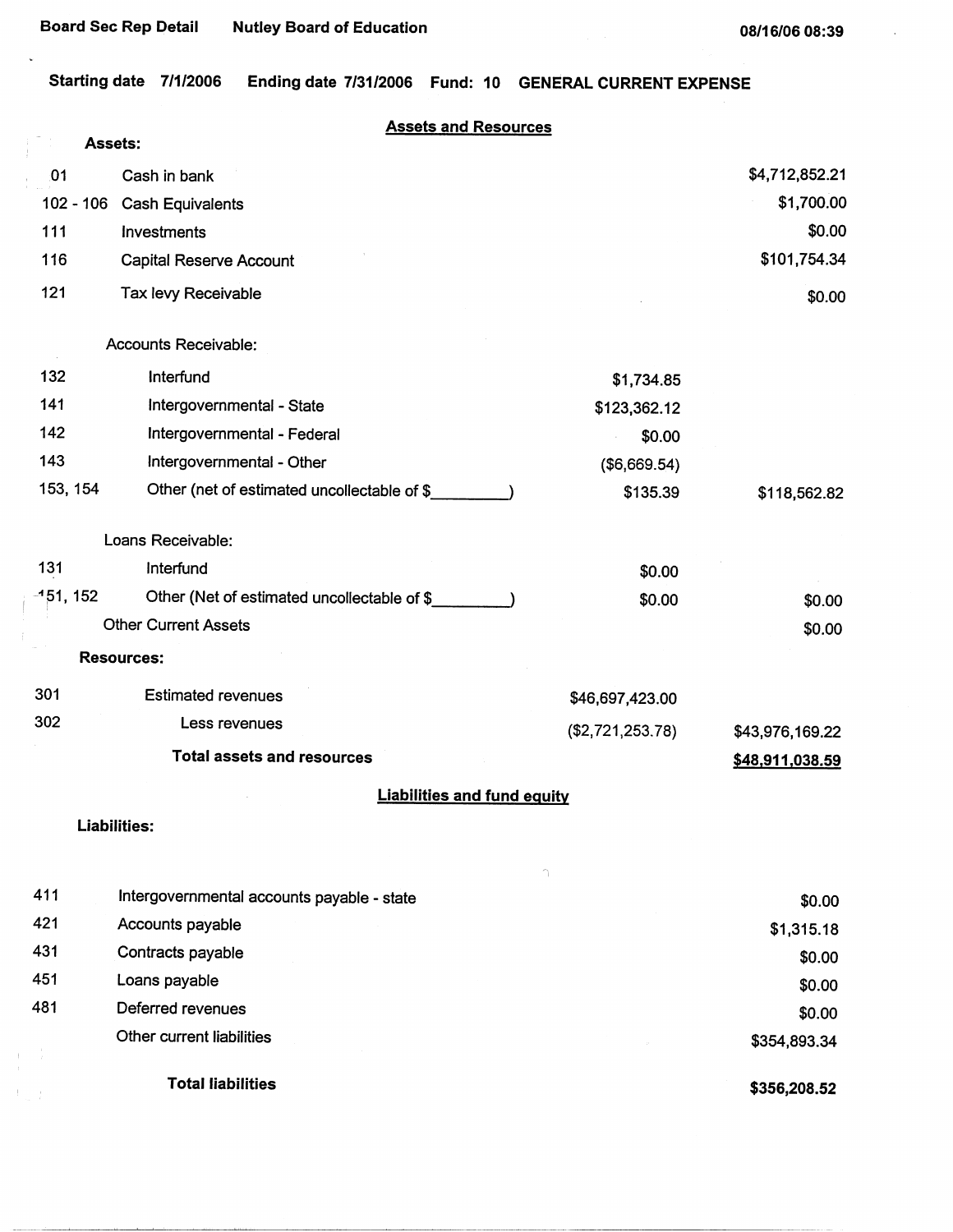Board Sec Rep Detail    Nutley Board of Education    08/16/06 08:39

**Starting date** 7/1/2006    **Ending date** 7/31/2006    **Fund:** 10    **GENERAL CURRENT EXPENSE**

## Assets and Resources

| Code | Description | Amount | Total |
|---|---|---|---|
| **Assets:** | | | |
| 01 | Cash in bank | | $4,712,852.21 |
| 102 - 106 | Cash Equivalents | | $1,700.00 |
| 111 | Investments | | $0.00 |
| 116 | Capital Reserve Account | | $101,754.34 |
| 121 | Tax levy Receivable | | $0.00 |
| | Accounts Receivable: | | |
| 132 | Interfund | $1,734.85 | |
| 141 | Intergovernmental - State | $123,362.12 | |
| 142 | Intergovernmental - Federal | $0.00 | |
| 143 | Intergovernmental - Other | ($6,669.54) | |
| 153, 154 | Other (net of estimated uncollectable of $\_\_\_\_\_\_\_\_\_) | $135.39 | $118,562.82 |
| | Loans Receivable: | | |
| 131 | Interfund | $0.00 | |
| 151, 152 | Other (Net of estimated uncollectable of $\_\_\_\_\_\_\_\_\_) | $0.00 | $0.00 |
| | Other Current Assets | | $0.00 |
| **Resources:** | | | |
| 301 | Estimated revenues | $46,697,423.00 | |
| 302 | Less revenues | ($2,721,253.78) | $43,976,169.22 |
| | **Total assets and resources** | | **$48,911,038.59** |

## Liabilities and fund equity

| Code | Description | Total |
|---|---|---|
| **Liabilities:** | | |
| 411 | Intergovernmental accounts payable - state | $0.00 |
| 421 | Accounts payable | $1,315.18 |
| 431 | Contracts payable | $0.00 |
| 451 | Loans payable | $0.00 |
| 481 | Deferred revenues | $0.00 |
| | Other current liabilities | $354,893.34 |
| | **Total liabilities** | **$356,208.52** |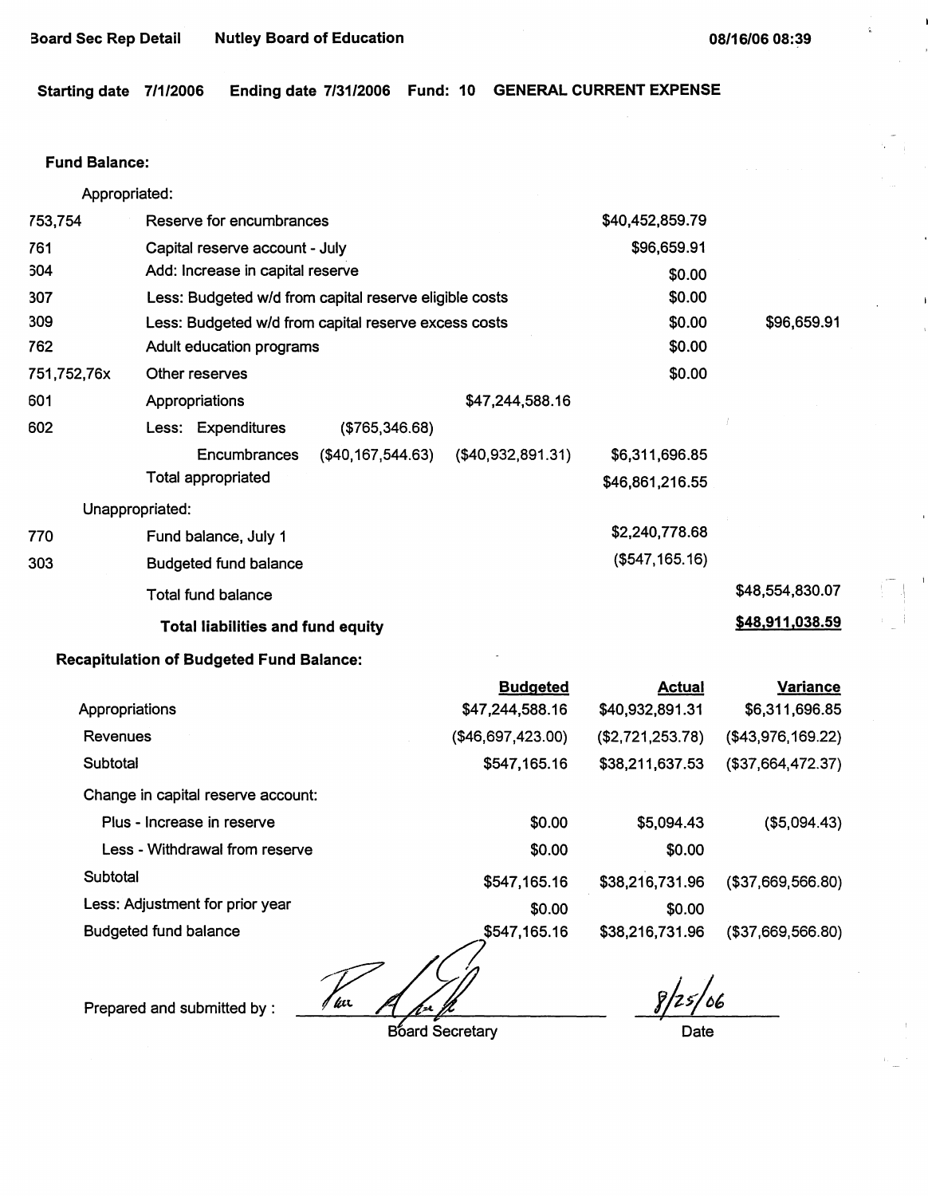Board Sec Rep Detail    Nutley Board of Education    08/16/06 08:39

**Starting date** 7/1/2006 **Ending date** 7/31/2006 **Fund:** 10 **GENERAL CURRENT EXPENSE**

**Fund Balance:**

| | | | | | |
|---|---|---|---|---|---|
| | Appropriated: | | | | |
| 753,754 | Reserve for encumbrances | | | $40,452,859.79 | |
| 761 | Capital reserve account - July | | | $96,659.91 | |
| 604 | Add: Increase in capital reserve | | | $0.00 | |
| 307 | Less: Budgeted w/d from capital reserve eligible costs | | | $0.00 | |
| 309 | Less: Budgeted w/d from capital reserve excess costs | | | $0.00 | $96,659.91 |
| 762 | Adult education programs | | | $0.00 | |
| 751,752,76x | Other reserves | | | $0.00 | |
| 601 | Appropriations | | $47,244,588.16 | | |
| 602 | Less: Expenditures | ($765,346.68) | | | |
| | Encumbrances | ($40,167,544.63) | ($40,932,891.31) | $6,311,696.85 | |
| | Total appropriated | | | $46,861,216.55 | |
| | Unappropriated: | | | | |
| 770 | Fund balance, July 1 | | | $2,240,778.68 | |
| 303 | Budgeted fund balance | | | ($547,165.16) | |
| | Total fund balance | | | | $48,554,830.07 |
| | **Total liabilities and fund equity** | | | | **$48,911,038.59** |

**Recapitulation of Budgeted Fund Balance:**

| | Budgeted | Actual | Variance |
|---|---|---|---|
| Appropriations | $47,244,588.16 | $40,932,891.31 | $6,311,696.85 |
| Revenues | ($46,697,423.00) | ($2,721,253.78) | ($43,976,169.22) |
| Subtotal | $547,165.16 | $38,211,637.53 | ($37,664,472.37) |
| Change in capital reserve account: | | | |
| Plus - Increase in reserve | $0.00 | $5,094.43 | ($5,094.43) |
| Less - Withdrawal from reserve | $0.00 | $0.00 | |
| Subtotal | $547,165.16 | $38,216,731.96 | ($37,669,566.80) |
| Less: Adjustment for prior year | $0.00 | $0.00 | |
| Budgeted fund balance | $547,165.16 | $38,216,731.96 | ($37,669,566.80) |

Prepared and submitted by : _[signature]_ Board Secretary    8/25/06 Date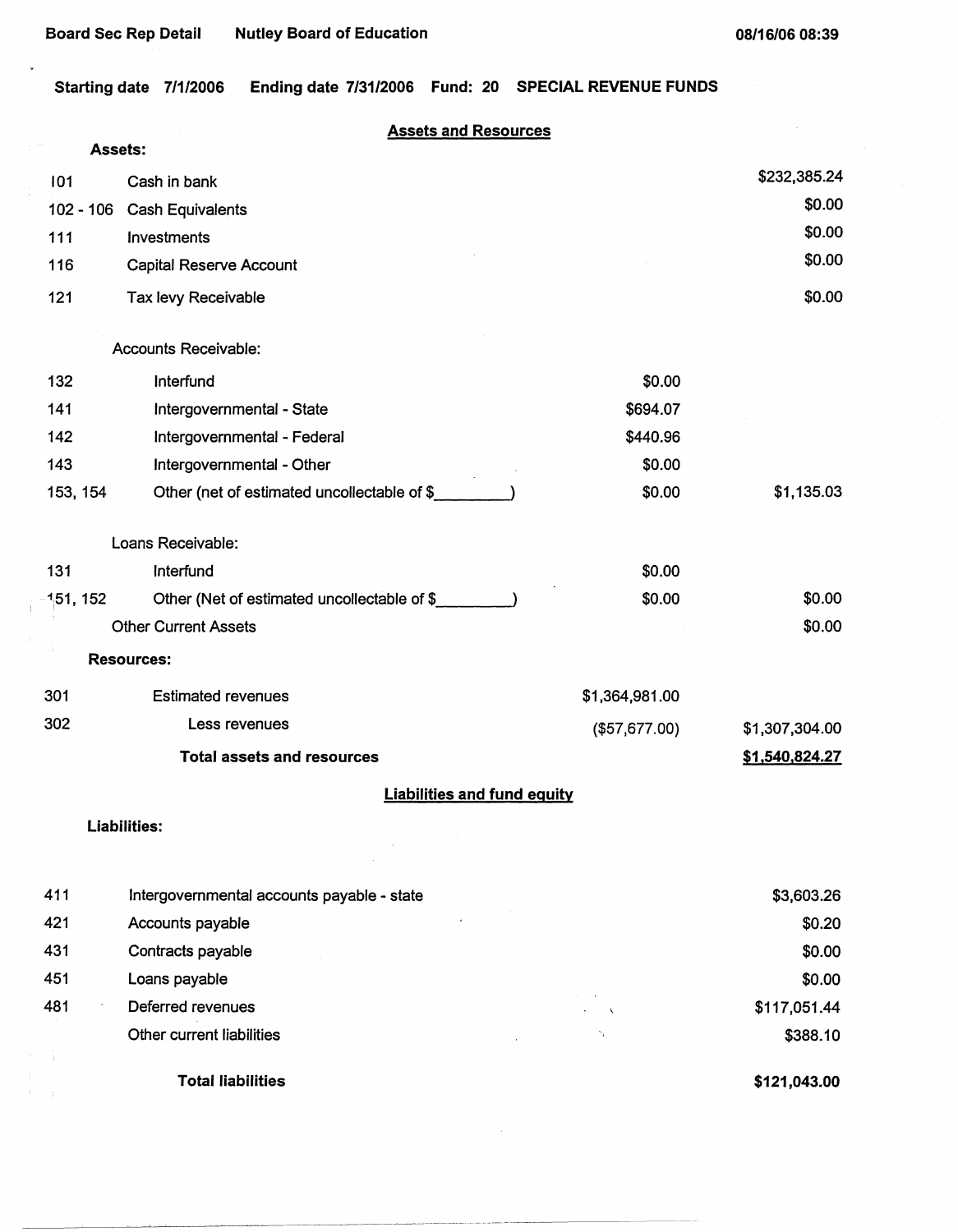Board Sec Rep Detail    Nutley Board of Education    08/16/06 08:39

**Starting date 7/1/2006    Ending date 7/31/2006    Fund: 20    SPECIAL REVENUE FUNDS**

## Assets and Resources

| Code | Description | | Amount |
|---|---|---|---|
| | **Assets:** | | |
| 101 | Cash in bank | | $232,385.24 |
| 102 - 106 | Cash Equivalents | | $0.00 |
| 111 | Investments | | $0.00 |
| 116 | Capital Reserve Account | | $0.00 |
| 121 | Tax levy Receivable | | $0.00 |
| | Accounts Receivable: | | |
| 132 | Interfund | $0.00 | |
| 141 | Intergovernmental - State | $694.07 | |
| 142 | Intergovernmental - Federal | $440.96 | |
| 143 | Intergovernmental - Other | $0.00 | |
| 153, 154 | Other (net of estimated uncollectable of $\_\_\_\_\_\_\_\_) | $0.00 | $1,135.03 |
| | Loans Receivable: | | |
| 131 | Interfund | $0.00 | |
| 151, 152 | Other (Net of estimated uncollectable of $\_\_\_\_\_\_\_\_) | $0.00 | $0.00 |
| | Other Current Assets | | $0.00 |
| | **Resources:** | | |
| 301 | Estimated revenues | $1,364,981.00 | |
| 302 | Less revenues | ($57,677.00) | $1,307,304.00 |
| | **Total assets and resources** | | **$1,540,824.27** |

## Liabilities and fund equity

| Code | Description | Amount |
|---|---|---|
| | **Liabilities:** | |
| 411 | Intergovernmental accounts payable - state | $3,603.26 |
| 421 | Accounts payable | $0.20 |
| 431 | Contracts payable | $0.00 |
| 451 | Loans payable | $0.00 |
| 481 | Deferred revenues | $117,051.44 |
| | Other current liabilities | $388.10 |
| | **Total liabilities** | **$121,043.00** |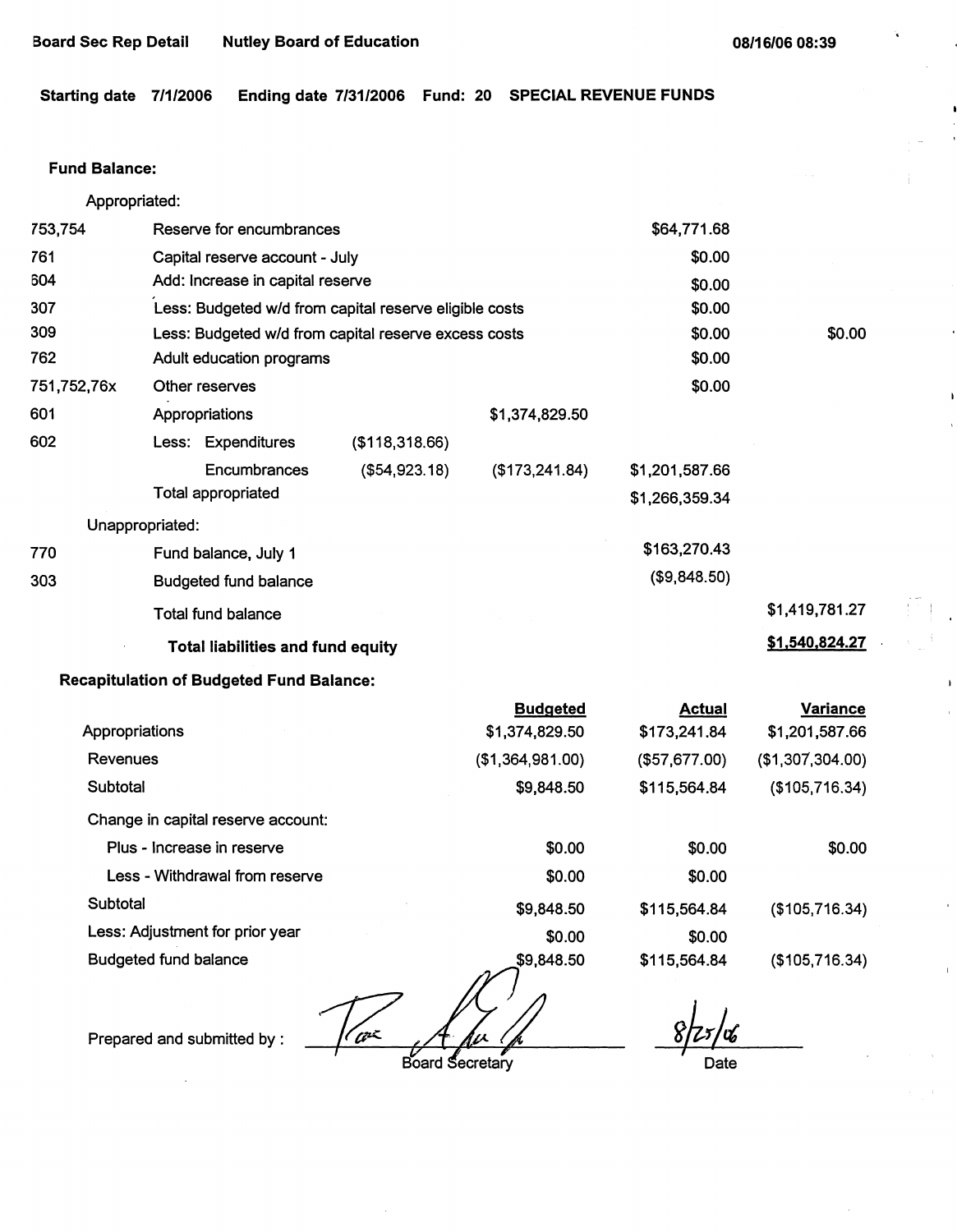Board Sec Rep Detail    Nutley Board of Education    08/16/06 08:39

**Starting date** 7/1/2006  **Ending date** 7/31/2006  **Fund: 20  SPECIAL REVENUE FUNDS**

**Fund Balance:**

| | | | | | |
|---|---|---|---|---|---|
| | Appropriated: | | | | |
| 753,754 | Reserve for encumbrances | | | $64,771.68 | |
| 761 | Capital reserve account - July | | | $0.00 | |
| 604 | Add: Increase in capital reserve | | | $0.00 | |
| 307 | Less: Budgeted w/d from capital reserve eligible costs | | | $0.00 | |
| 309 | Less: Budgeted w/d from capital reserve excess costs | | | $0.00 | $0.00 |
| 762 | Adult education programs | | | $0.00 | |
| 751,752,76x | Other reserves | | | $0.00 | |
| 601 | Appropriations | | $1,374,829.50 | | |
| 602 | Less: Expenditures | ($118,318.66) | | | |
| | Encumbrances | ($54,923.18) | ($173,241.84) | $1,201,587.66 | |
| | Total appropriated | | | $1,266,359.34 | |
| | Unappropriated: | | | | |
| 770 | Fund balance, July 1 | | | $163,270.43 | |
| 303 | Budgeted fund balance | | | ($9,848.50) | |
| | Total fund balance | | | | $1,419,781.27 |
| | **Total liabilities and fund equity** | | | | **$1,540,824.27** |

**Recapitulation of Budgeted Fund Balance:**

| | Budgeted | Actual | Variance |
|---|---|---|---|
| Appropriations | $1,374,829.50 | $173,241.84 | $1,201,587.66 |
| Revenues | ($1,364,981.00) | ($57,677.00) | ($1,307,304.00) |
| Subtotal | $9,848.50 | $115,564.84 | ($105,716.34) |
| Change in capital reserve account: | | | |
| Plus - Increase in reserve | $0.00 | $0.00 | $0.00 |
| Less - Withdrawal from reserve | $0.00 | $0.00 | |
| Subtotal | $9,848.50 | $115,564.84 | ($105,716.34) |
| Less: Adjustment for prior year | $0.00 | $0.00 | |
| Budgeted fund balance | $9,848.50 | $115,564.84 | ($105,716.34) |

Prepared and submitted by : ____________________ Board Secretary    8/25/06 Date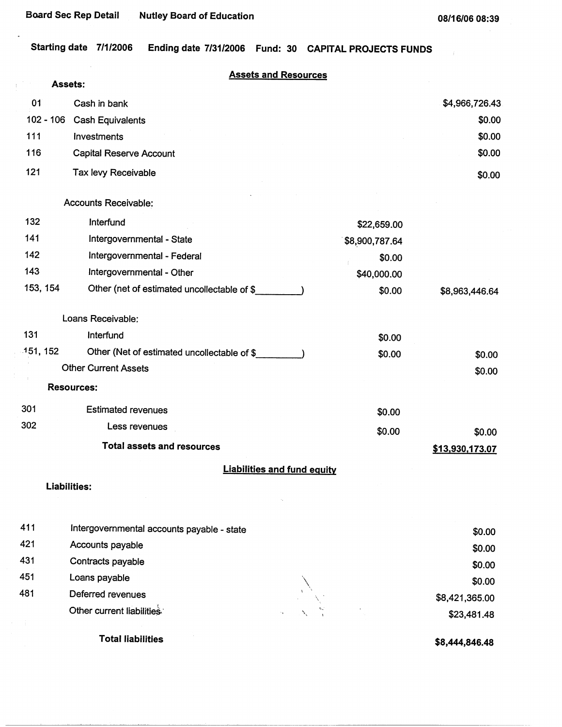Board Sec Rep Detail    Nutley Board of Education    08/16/06 08:39

Starting date 7/1/2006    Ending date 7/31/2006    Fund: 30    CAPITAL PROJECTS FUNDS

## Assets and Resources

**Assets:**

| Code | Description | | Amount |
|---|---|---|---|
| 01 | Cash in bank | | $4,966,726.43 |
| 102 - 106 | Cash Equivalents | | $0.00 |
| 111 | Investments | | $0.00 |
| 116 | Capital Reserve Account | | $0.00 |
| 121 | Tax levy Receivable | | $0.00 |
| | Accounts Receivable: | | |
| 132 | Interfund | $22,659.00 | |
| 141 | Intergovernmental - State | $8,900,787.64 | |
| 142 | Intergovernmental - Federal | $0.00 | |
| 143 | Intergovernmental - Other | $40,000.00 | |
| 153, 154 | Other (net of estimated uncollectable of $_________) | $0.00 | $8,963,446.64 |
| | Loans Receivable: | | |
| 131 | Interfund | $0.00 | |
| 151, 152 | Other (Net of estimated uncollectable of $_________) | $0.00 | $0.00 |
| | Other Current Assets | | $0.00 |

**Resources:**

| Code | Description | | Amount |
|---|---|---|---|
| 301 | Estimated revenues | $0.00 | |
| 302 | Less revenues | $0.00 | $0.00 |
| | **Total assets and resources** | | **$13,930,173.07** |

## Liabilities and fund equity

**Liabilities:**

| Code | Description | Amount |
|---|---|---|
| 411 | Intergovernmental accounts payable - state | $0.00 |
| 421 | Accounts payable | $0.00 |
| 431 | Contracts payable | $0.00 |
| 451 | Loans payable | $0.00 |
| 481 | Deferred revenues | $8,421,365.00 |
| | Other current liabilities | $23,481.48 |
| | **Total liabilities** | **$8,444,846.48** |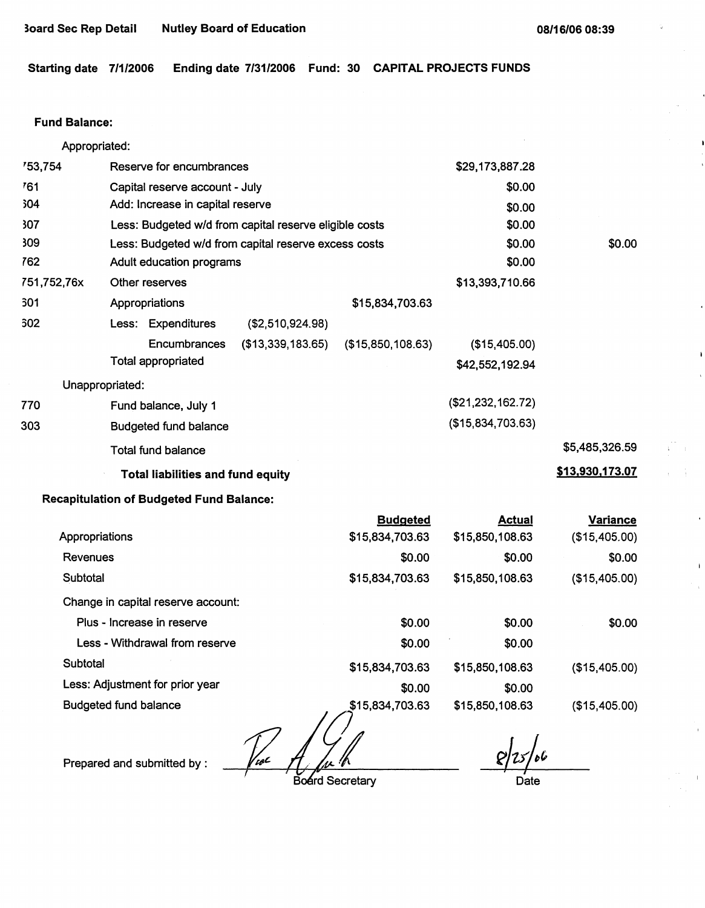Board Sec Rep Detail    Nutley Board of Education    08/16/06 08:39

**Starting date 7/1/2006   Ending date 7/31/2006   Fund: 30   CAPITAL PROJECTS FUNDS**

**Fund Balance:**

| | | | | | |
|---|---|---|---|---|---|
| Appropriated: | | | | | |
| 753,754 | Reserve for encumbrances | | | $29,173,887.28 | |
| 761 | Capital reserve account - July | | | $0.00 | |
| 604 | Add: Increase in capital reserve | | | $0.00 | |
| 307 | Less: Budgeted w/d from capital reserve eligible costs | | | $0.00 | |
| 309 | Less: Budgeted w/d from capital reserve excess costs | | | $0.00 | $0.00 |
| 762 | Adult education programs | | | $0.00 | |
| 751,752,76x | Other reserves | | | $13,393,710.66 | |
| 601 | Appropriations | | $15,834,703.63 | | |
| 602 | Less: Expenditures | ($2,510,924.98) | | | |
| | Encumbrances | ($13,339,183.65) | ($15,850,108.63) | ($15,405.00) | |
| | Total appropriated | | | $42,552,192.94 | |
| Unappropriated: | | | | | |
| 770 | Fund balance, July 1 | | | ($21,232,162.72) | |
| 303 | Budgeted fund balance | | | ($15,834,703.63) | |
| | Total fund balance | | | | $5,485,326.59 |
| | **Total liabilities and fund equity** | | | | **$13,930,173.07** |

**Recapitulation of Budgeted Fund Balance:**

| | Budgeted | Actual | Variance |
|---|---|---|---|
| Appropriations | $15,834,703.63 | $15,850,108.63 | ($15,405.00) |
| Revenues | $0.00 | $0.00 | $0.00 |
| Subtotal | $15,834,703.63 | $15,850,108.63 | ($15,405.00) |
| Change in capital reserve account: | | | |
| Plus - Increase in reserve | $0.00 | $0.00 | $0.00 |
| Less - Withdrawal from reserve | $0.00 | $0.00 | |
| Subtotal | $15,834,703.63 | $15,850,108.63 | ($15,405.00) |
| Less: Adjustment for prior year | $0.00 | $0.00 | |
| Budgeted fund balance | $15,834,703.63 | $15,850,108.63 | ($15,405.00) |

Prepared and submitted by : ____________________ Board Secretary    8/25/06 Date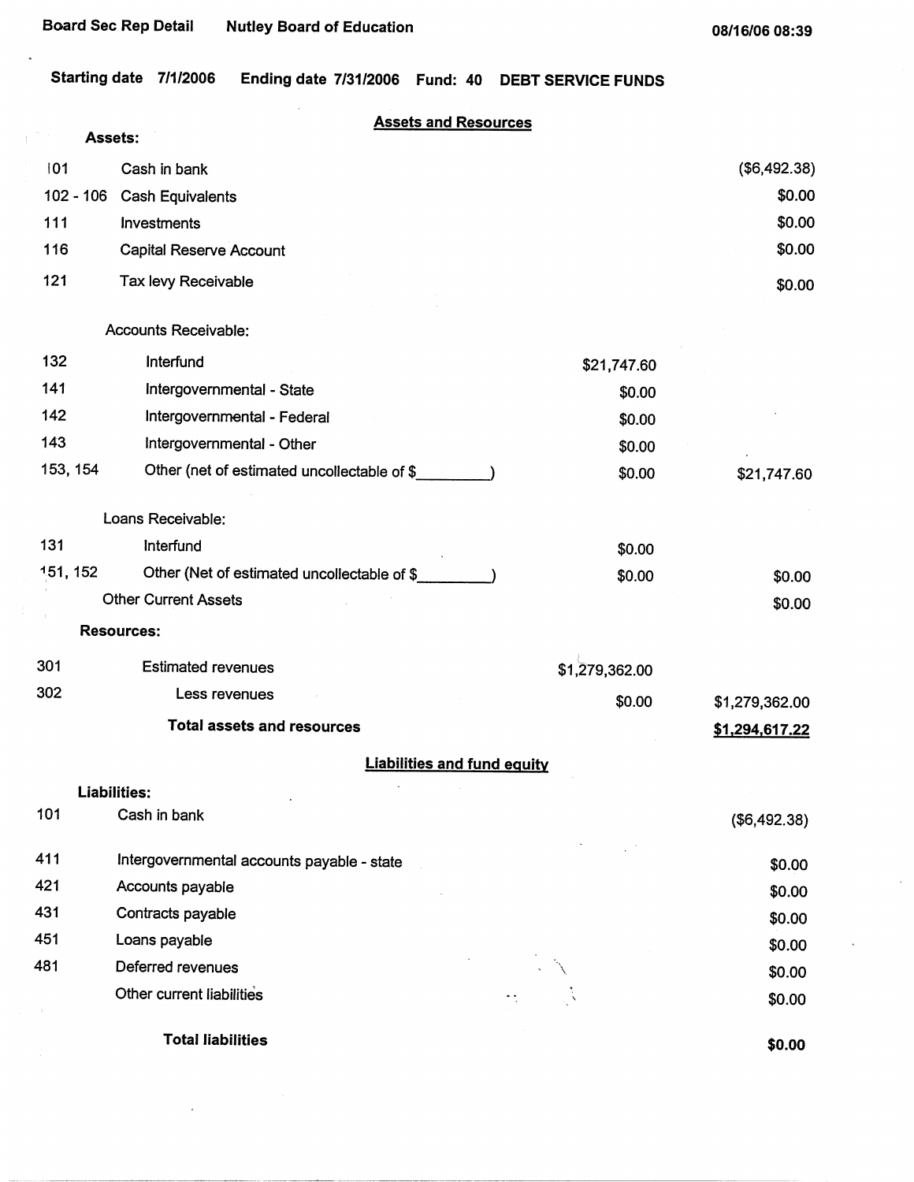Board Sec Rep Detail    Nutley Board of Education    08/16/06 08:39

**Starting date 7/1/2006    Ending date 7/31/2006    Fund: 40    DEBT SERVICE FUNDS**

## Assets and Resources

| | | | |
|---|---|---|---|
| **Assets:** | | | |
| 101 | Cash in bank | | ($6,492.38) |
| 102 - 106 | Cash Equivalents | | $0.00 |
| 111 | Investments | | $0.00 |
| 116 | Capital Reserve Account | | $0.00 |
| 121 | Tax levy Receivable | | $0.00 |
| | Accounts Receivable: | | |
| 132 | Interfund | $21,747.60 | |
| 141 | Intergovernmental - State | $0.00 | |
| 142 | Intergovernmental - Federal | $0.00 | |
| 143 | Intergovernmental - Other | $0.00 | |
| 153, 154 | Other (net of estimated uncollectable of $_________) | $0.00 | $21,747.60 |
| | Loans Receivable: | | |
| 131 | Interfund | $0.00 | |
| 151, 152 | Other (Net of estimated uncollectable of $_________) | $0.00 | $0.00 |
| | Other Current Assets | | $0.00 |
| **Resources:** | | | |
| 301 | Estimated revenues | $1,279,362.00 | |
| 302 | Less revenues | $0.00 | $1,279,362.00 |
| | **Total assets and resources** | | **$1,294,617.22** |

## Liabilities and fund equity

| | | |
|---|---|---|
| **Liabilities:** | | |
| 101 | Cash in bank | ($6,492.38) |
| 411 | Intergovernmental accounts payable - state | $0.00 |
| 421 | Accounts payable | $0.00 |
| 431 | Contracts payable | $0.00 |
| 451 | Loans payable | $0.00 |
| 481 | Deferred revenues | $0.00 |
| | Other current liabilities | $0.00 |
| | **Total liabilities** | **$0.00** |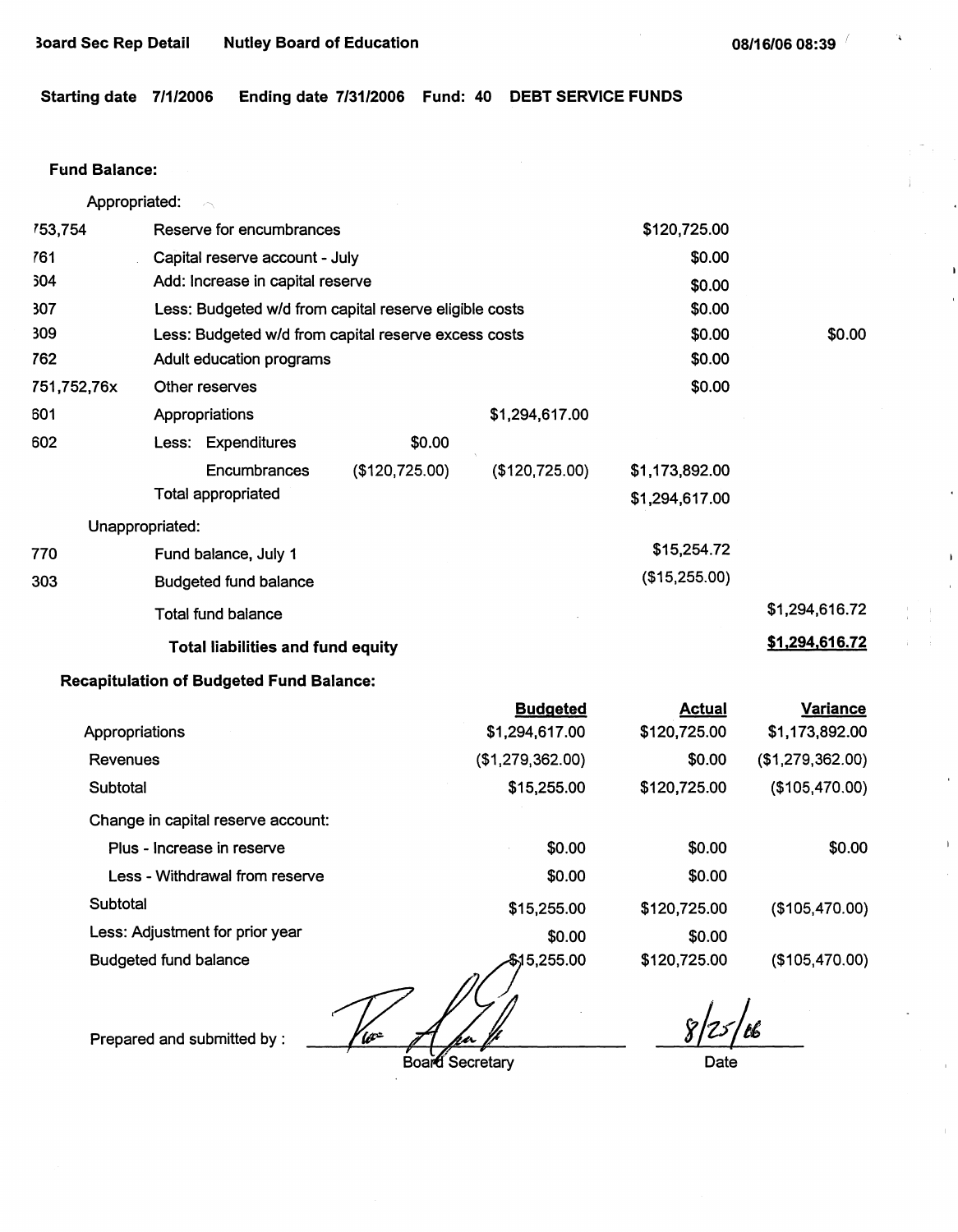Board Sec Rep Detail    Nutley Board of Education    08/16/06 08:39

**Starting date** 7/1/2006 **Ending date** 7/31/2006 **Fund:** 40 **DEBT SERVICE FUNDS**

**Fund Balance:**

| | | | | | |
|---|---|---|---|---|---|
| | Appropriated: | | | | |
| 753,754 | Reserve for encumbrances | | | $120,725.00 | |
| 761 | Capital reserve account - July | | | $0.00 | |
| 604 | Add: Increase in capital reserve | | | $0.00 | |
| 307 | Less: Budgeted w/d from capital reserve eligible costs | | | $0.00 | |
| 309 | Less: Budgeted w/d from capital reserve excess costs | | | $0.00 | $0.00 |
| 762 | Adult education programs | | | $0.00 | |
| 751,752,76x | Other reserves | | | $0.00 | |
| 601 | Appropriations | | $1,294,617.00 | | |
| 602 | Less: Expenditures | $0.00 | | | |
| | Encumbrances | ($120,725.00) | ($120,725.00) | $1,173,892.00 | |
| | Total appropriated | | | $1,294,617.00 | |
| | Unappropriated: | | | | |
| 770 | Fund balance, July 1 | | | $15,254.72 | |
| 303 | Budgeted fund balance | | | ($15,255.00) | |
| | Total fund balance | | | | $1,294,616.72 |
| | **Total liabilities and fund equity** | | | | **$1,294,616.72** |

**Recapitulation of Budgeted Fund Balance:**

| | Budgeted | Actual | Variance |
|---|---|---|---|
| Appropriations | $1,294,617.00 | $120,725.00 | $1,173,892.00 |
| Revenues | ($1,279,362.00) | $0.00 | ($1,279,362.00) |
| Subtotal | $15,255.00 | $120,725.00 | ($105,470.00) |
| Change in capital reserve account: | | | |
| Plus - Increase in reserve | $0.00 | $0.00 | $0.00 |
| Less - Withdrawal from reserve | $0.00 | $0.00 | |
| Subtotal | $15,255.00 | $120,725.00 | ($105,470.00) |
| Less: Adjustment for prior year | $0.00 | $0.00 | |
| Budgeted fund balance | $15,255.00 | $120,725.00 | ($105,470.00) |

Prepared and submitted by : _______________ Board Secretary    8/25/06 Date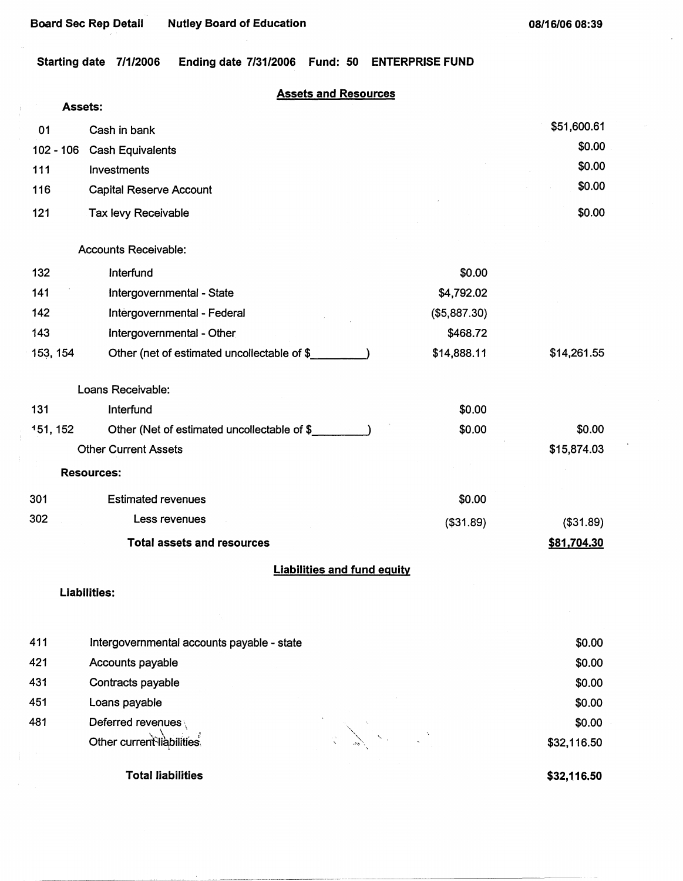Board Sec Rep Detail Nutley Board of Education 08/16/06 08:39

Starting date 7/1/2006 Ending date 7/31/2006 Fund: 50 ENTERPRISE FUND

## Assets and Resources

| Code | Description | | Amount |
|---|---|---|---|
| | **Assets:** | | |
| 01 | Cash in bank | | $51,600.61 |
| 102 - 106 | Cash Equivalents | | $0.00 |
| 111 | Investments | | $0.00 |
| 116 | Capital Reserve Account | | $0.00 |
| 121 | Tax levy Receivable | | $0.00 |
| | Accounts Receivable: | | |
| 132 | Interfund | $0.00 | |
| 141 | Intergovernmental - State | $4,792.02 | |
| 142 | Intergovernmental - Federal | ($5,887.30) | |
| 143 | Intergovernmental - Other | $468.72 | |
| 153, 154 | Other (net of estimated uncollectable of $_________) | $14,888.11 | $14,261.55 |
| | Loans Receivable: | | |
| 131 | Interfund | $0.00 | |
| 151, 152 | Other (Net of estimated uncollectable of $_________) | $0.00 | $0.00 |
| | Other Current Assets | | $15,874.03 |
| | **Resources:** | | |
| 301 | Estimated revenues | $0.00 | |
| 302 | Less revenues | ($31.89) | ($31.89) |
| | **Total assets and resources** | | **$81,704.30** |

## Liabilities and fund equity

| Code | Description | Amount |
|---|---|---|
| | **Liabilities:** | |
| 411 | Intergovernmental accounts payable - state | $0.00 |
| 421 | Accounts payable | $0.00 |
| 431 | Contracts payable | $0.00 |
| 451 | Loans payable | $0.00 |
| 481 | Deferred revenues | $0.00 |
| | Other current liabilities | $32,116.50 |
| | **Total liabilities** | **$32,116.50** |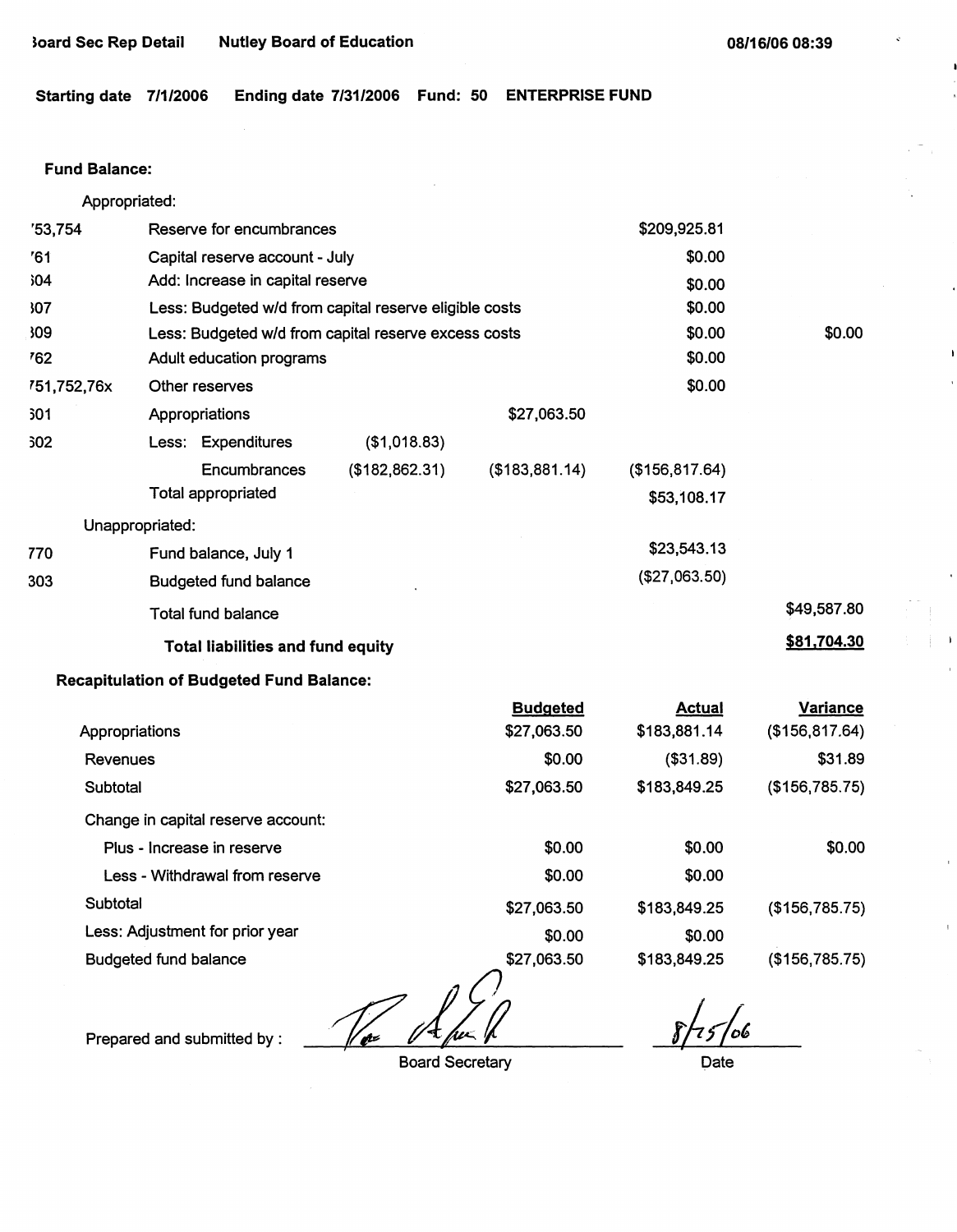Board Sec Rep Detail    Nutley Board of Education    08/16/06 08:39

**Starting date** 7/1/2006    **Ending date** 7/31/2006    **Fund:** 50    **ENTERPRISE FUND**

**Fund Balance:**

| Code | Description | | | | |
|---|---|---|---|---|---|
| | Appropriated: | | | | |
| '53,754 | Reserve for encumbrances | | | $209,925.81 | |
| '61 | Capital reserve account - July | | | $0.00 | |
| 304 | Add: Increase in capital reserve | | | $0.00 | |
| 307 | Less: Budgeted w/d from capital reserve eligible costs | | | $0.00 | |
| 309 | Less: Budgeted w/d from capital reserve excess costs | | | $0.00 | $0.00 |
| '62 | Adult education programs | | | $0.00 | |
| '51,752,76x | Other reserves | | | $0.00 | |
| 301 | Appropriations | | $27,063.50 | | |
| 302 | Less: Expenditures | ($1,018.83) | | | |
| | Encumbrances | ($182,862.31) | ($183,881.14) | ($156,817.64) | |
| | Total appropriated | | | $53,108.17 | |
| | Unappropriated: | | | | |
| 770 | Fund balance, July 1 | | | $23,543.13 | |
| 303 | Budgeted fund balance | | | ($27,063.50) | |
| | Total fund balance | | | | $49,587.80 |
| | **Total liabilities and fund equity** | | | | **$81,704.30** |

**Recapitulation of Budgeted Fund Balance:**

| | Budgeted | Actual | Variance |
|---|---|---|---|
| Appropriations | $27,063.50 | $183,881.14 | ($156,817.64) |
| Revenues | $0.00 | ($31.89) | $31.89 |
| Subtotal | $27,063.50 | $183,849.25 | ($156,785.75) |
| Change in capital reserve account: | | | |
| Plus - Increase in reserve | $0.00 | $0.00 | $0.00 |
| Less - Withdrawal from reserve | $0.00 | $0.00 | |
| Subtotal | $27,063.50 | $183,849.25 | ($156,785.75) |
| Less: Adjustment for prior year | $0.00 | $0.00 | |
| Budgeted fund balance | $27,063.50 | $183,849.25 | ($156,785.75) |

Prepared and submitted by : _______________ Board Secretary    8/15/06 Date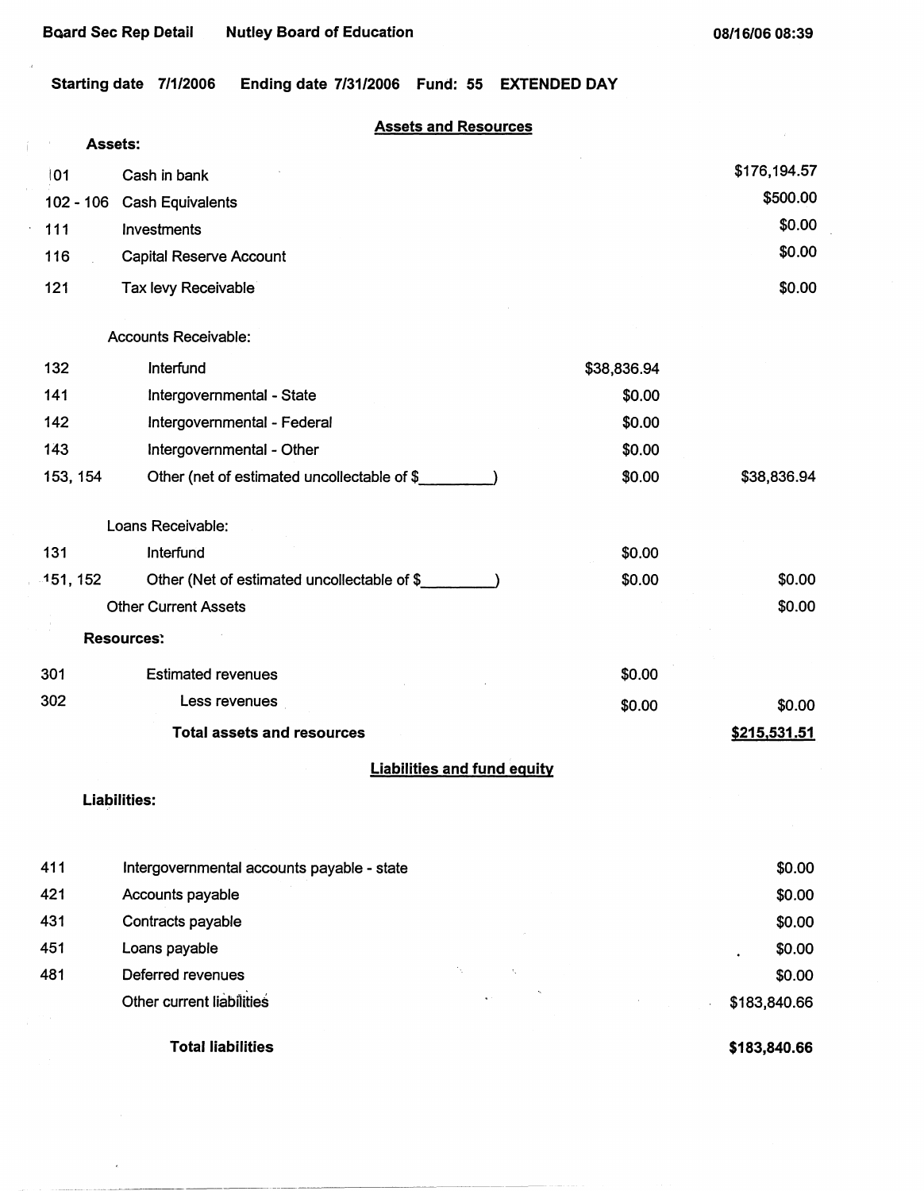Board Sec Rep Detail    Nutley Board of Education    08/16/06 08:39

**Starting date** 7/1/2006    **Ending date** 7/31/2006    **Fund:** 55    **EXTENDED DAY**

## Assets and Resources

**Assets:**

| Code | Description | | Amount |
|---|---|---|---|
| 101 | Cash in bank | | $176,194.57 |
| 102 - 106 | Cash Equivalents | | $500.00 |
| 111 | Investments | | $0.00 |
| 116 | Capital Reserve Account | | $0.00 |
| 121 | Tax levy Receivable | | $0.00 |
| | Accounts Receivable: | | |
| 132 | Interfund | $38,836.94 | |
| 141 | Intergovernmental - State | $0.00 | |
| 142 | Intergovernmental - Federal | $0.00 | |
| 143 | Intergovernmental - Other | $0.00 | |
| 153, 154 | Other (net of estimated uncollectable of $_________) | $0.00 | $38,836.94 |
| | Loans Receivable: | | |
| 131 | Interfund | $0.00 | |
| 151, 152 | Other (Net of estimated uncollectable of $_________) | $0.00 | $0.00 |
| | Other Current Assets | | $0.00 |
| | **Resources:** | | |
| 301 | Estimated revenues | $0.00 | |
| 302 | Less revenues | $0.00 | $0.00 |
| | **Total assets and resources** | | **$215,531.51** |

## Liabilities and fund equity

**Liabilities:**

| Code | Description | Amount |
|---|---|---|
| 411 | Intergovernmental accounts payable - state | $0.00 |
| 421 | Accounts payable | $0.00 |
| 431 | Contracts payable | $0.00 |
| 451 | Loans payable | $0.00 |
| 481 | Deferred revenues | $0.00 |
| | Other current liabilities | $183,840.66 |
| | **Total liabilities** | **$183,840.66** |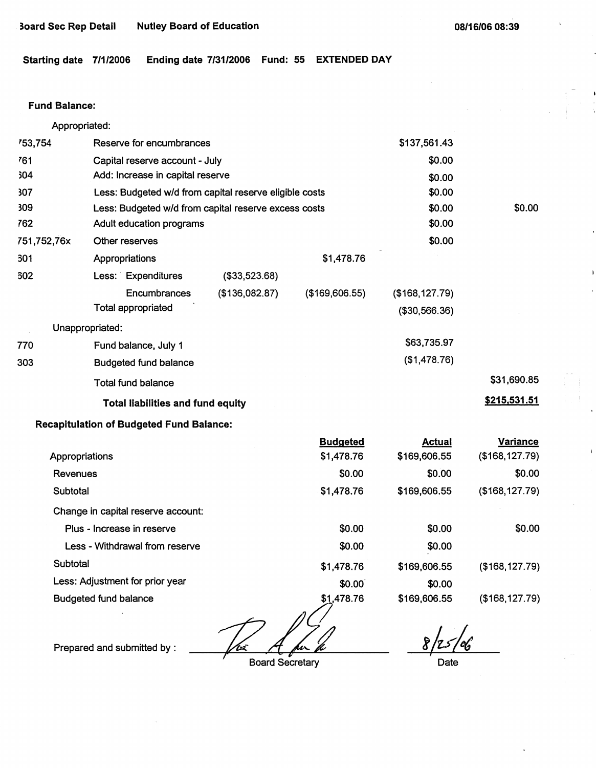Board Sec Rep Detail Nutley Board of Education 08/16/06 08:39

**Starting date** 7/1/2006 **Ending date** 7/31/2006 **Fund:** 55 **EXTENDED DAY**

**Fund Balance:**

| | | | | | |
|---|---|---|---|---|---|
| | Appropriated: | | | | |
| 753,754 | Reserve for encumbrances | | | $137,561.43 | |
| 761 | Capital reserve account - July | | | $0.00 | |
| 304 | Add: Increase in capital reserve | | | $0.00 | |
| 307 | Less: Budgeted w/d from capital reserve eligible costs | | | $0.00 | |
| 309 | Less: Budgeted w/d from capital reserve excess costs | | | $0.00 | $0.00 |
| 762 | Adult education programs | | | $0.00 | |
| 751,752,76x | Other reserves | | | $0.00 | |
| 601 | Appropriations | | $1,478.76 | | |
| 602 | Less: Expenditures | ($33,523.68) | | | |
| | Encumbrances | ($136,082.87) | ($169,606.55) | ($168,127.79) | |
| | Total appropriated | | | ($30,566.36) | |
| | Unappropriated: | | | | |
| 770 | Fund balance, July 1 | | | $63,735.97 | |
| 303 | Budgeted fund balance | | | ($1,478.76) | |
| | Total fund balance | | | | $31,690.85 |
| | **Total liabilities and fund equity** | | | | **$215,531.51** |

**Recapitulation of Budgeted Fund Balance:**

| | Budgeted | Actual | Variance |
|---|---|---|---|
| Appropriations | $1,478.76 | $169,606.55 | ($168,127.79) |
| Revenues | $0.00 | $0.00 | $0.00 |
| Subtotal | $1,478.76 | $169,606.55 | ($168,127.79) |
| Change in capital reserve account: | | | |
| Plus - Increase in reserve | $0.00 | $0.00 | $0.00 |
| Less - Withdrawal from reserve | $0.00 | $0.00 | |
| Subtotal | $1,478.76 | $169,606.55 | ($168,127.79) |
| Less: Adjustment for prior year | $0.00 | $0.00 | |
| Budgeted fund balance | $1,478.76 | $169,606.55 | ($168,127.79) |

Prepared and submitted by : ____________________ Board Secretary

8/25/06
Date